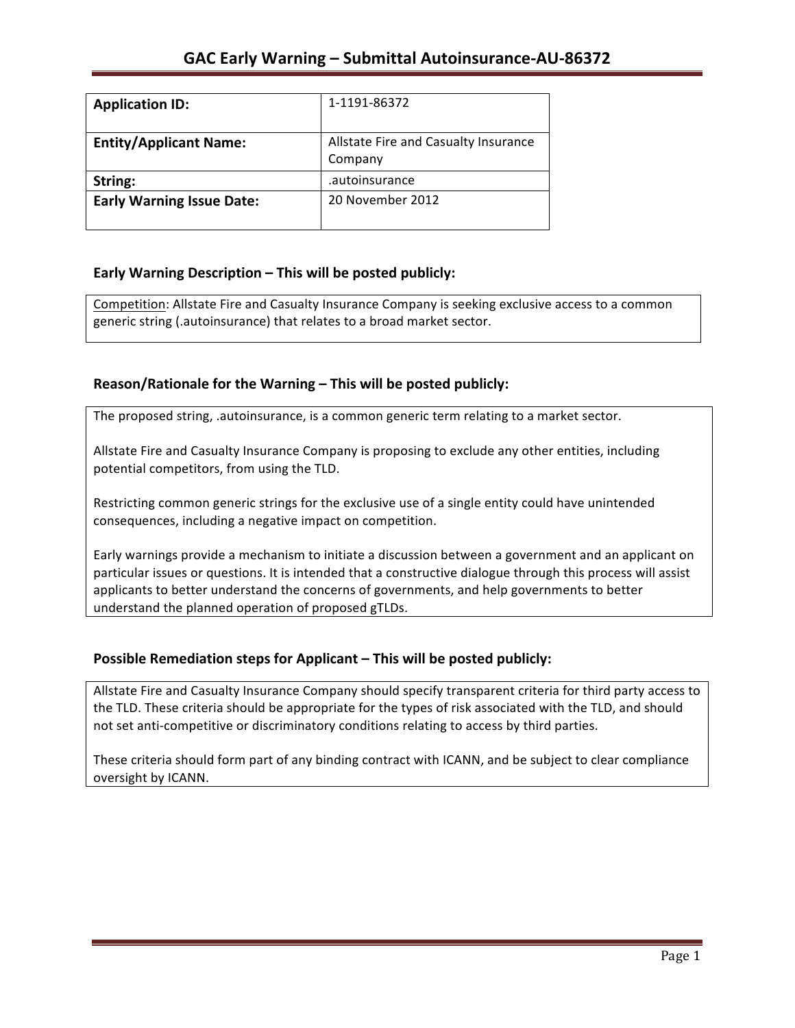# GAC Early Warning – Submittal Autoinsurance-AU-86372

| | |
|---|---|
| **Application ID:** | 1-1191-86372 |
| **Entity/Applicant Name:** | Allstate Fire and Casualty Insurance Company |
| **String:** | .autoinsurance |
| **Early Warning Issue Date:** | 20 November 2012 |

## Early Warning Description – This will be posted publicly:

Competition: Allstate Fire and Casualty Insurance Company is seeking exclusive access to a common generic string (.autoinsurance) that relates to a broad market sector.

## Reason/Rationale for the Warning – This will be posted publicly:

The proposed string, .autoinsurance, is a common generic term relating to a market sector.

Allstate Fire and Casualty Insurance Company is proposing to exclude any other entities, including potential competitors, from using the TLD.

Restricting common generic strings for the exclusive use of a single entity could have unintended consequences, including a negative impact on competition.

Early warnings provide a mechanism to initiate a discussion between a government and an applicant on particular issues or questions. It is intended that a constructive dialogue through this process will assist applicants to better understand the concerns of governments, and help governments to better understand the planned operation of proposed gTLDs.

## Possible Remediation steps for Applicant – This will be posted publicly:

Allstate Fire and Casualty Insurance Company should specify transparent criteria for third party access to the TLD. These criteria should be appropriate for the types of risk associated with the TLD, and should not set anti-competitive or discriminatory conditions relating to access by third parties.

These criteria should form part of any binding contract with ICANN, and be subject to clear compliance oversight by ICANN.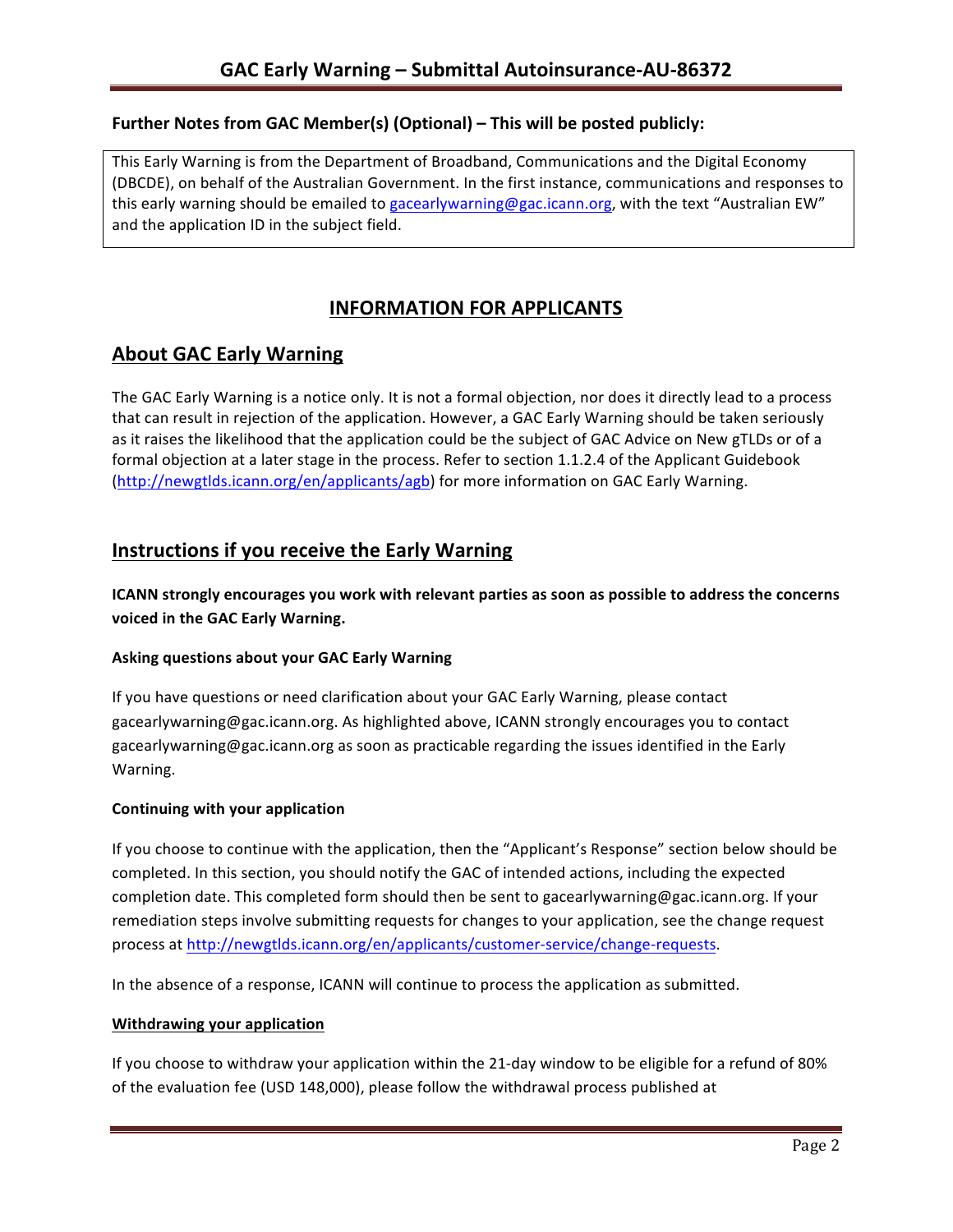**Further Notes from GAC Member(s) (Optional) – This will be posted publicly:**

This Early Warning is from the Department of Broadband, Communications and the Digital Economy (DBCDE), on behalf of the Australian Government. In the first instance, communications and responses to this early warning should be emailed to gacearlywarning@gac.icann.org, with the text "Australian EW" and the application ID in the subject field.

## INFORMATION FOR APPLICANTS

## About GAC Early Warning

The GAC Early Warning is a notice only. It is not a formal objection, nor does it directly lead to a process that can result in rejection of the application. However, a GAC Early Warning should be taken seriously as it raises the likelihood that the application could be the subject of GAC Advice on New gTLDs or of a formal objection at a later stage in the process. Refer to section 1.1.2.4 of the Applicant Guidebook (http://newgtlds.icann.org/en/applicants/agb) for more information on GAC Early Warning.

## Instructions if you receive the Early Warning

**ICANN strongly encourages you work with relevant parties as soon as possible to address the concerns voiced in the GAC Early Warning.**

**Asking questions about your GAC Early Warning**

If you have questions or need clarification about your GAC Early Warning, please contact gacearlywarning@gac.icann.org. As highlighted above, ICANN strongly encourages you to contact gacearlywarning@gac.icann.org as soon as practicable regarding the issues identified in the Early Warning.

**Continuing with your application**

If you choose to continue with the application, then the "Applicant's Response" section below should be completed. In this section, you should notify the GAC of intended actions, including the expected completion date. This completed form should then be sent to gacearlywarning@gac.icann.org. If your remediation steps involve submitting requests for changes to your application, see the change request process at http://newgtlds.icann.org/en/applicants/customer-service/change-requests.

In the absence of a response, ICANN will continue to process the application as submitted.

**Withdrawing your application**

If you choose to withdraw your application within the 21-day window to be eligible for a refund of 80% of the evaluation fee (USD 148,000), please follow the withdrawal process published at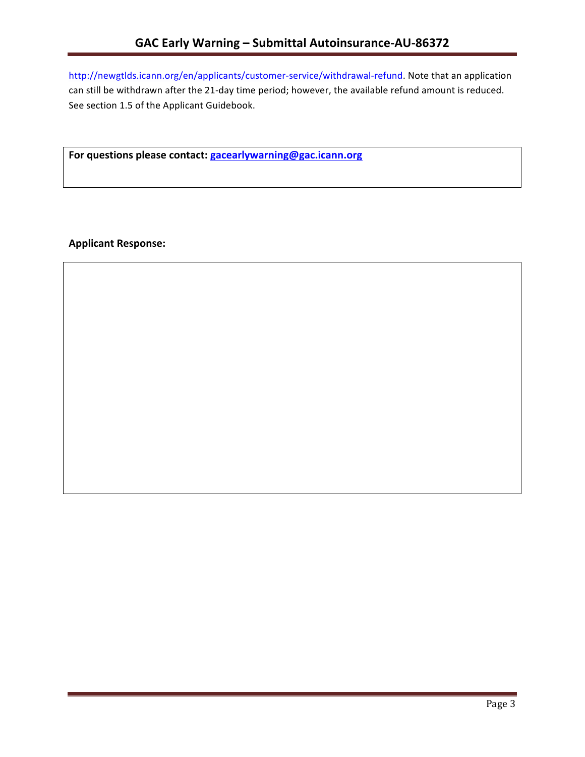http://newgtlds.icann.org/en/applicants/customer-service/withdrawal-refund. Note that an application can still be withdrawn after the 21-day time period; however, the available refund amount is reduced. See section 1.5 of the Applicant Guidebook.

**For questions please contact: gacearlywarning@gac.icann.org**

**Applicant Response:**